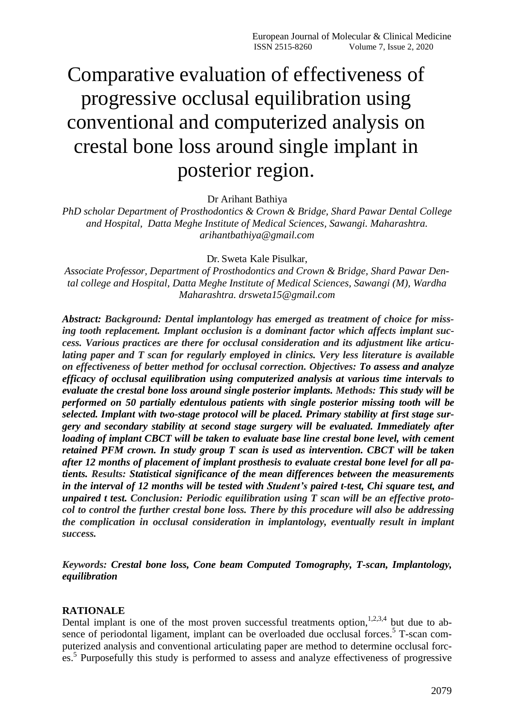# Comparative evaluation of effectiveness of progressive occlusal equilibration using conventional and computerized analysis on crestal bone loss around single implant in posterior region.

Dr Arihant Bathiya

*PhD scholar Department of Prosthodontics & Crown & Bridge, Shard Pawar Dental College and Hospital, Datta Meghe Institute of Medical Sciences, Sawangi. Maharashtra. arihantbathiya@gmail.com*

Dr. Sweta Kale Pisulkar,

*Associate Professor, Department of Prosthodontics and Crown & Bridge, Shard Pawar Dental college and Hospital, Datta Meghe Institute of Medical Sciences, Sawangi (M), Wardha Maharashtra. drsweta15@gmail.com*

***Abstract:*** ***Background: Dental implantology has emerged as treatment of choice for missing tooth replacement. Implant occlusion is a dominant factor which affects implant success. Various practices are there for occlusal consideration and its adjustment like articulating paper and T scan for regularly employed in clinics. Very less literature is available on effectiveness of better method for occlusal correction. Objectives: To assess and analyze efficacy of occlusal equilibration using computerized analysis at various time intervals to evaluate the crestal bone loss around single posterior implants. Methods: This study will be performed on 50 partially edentulous patients with single posterior missing tooth will be selected. Implant with two-stage protocol will be placed. Primary stability at first stage surgery and secondary stability at second stage surgery will be evaluated. Immediately after loading of implant CBCT will be taken to evaluate base line crestal bone level, with cement retained PFM crown. In study group T scan is used as intervention. CBCT will be taken after 12 months of placement of implant prosthesis to evaluate crestal bone level for all patients. Results: Statistical significance of the mean differences between the measurements in the interval of 12 months will be tested with Student's paired t-test, Chi square test, and unpaired t test. Conclusion: Periodic equilibration using T scan will be an effective protocol to control the further crestal bone loss. There by this procedure will also be addressing the complication in occlusal consideration in implantology, eventually result in implant success.***

*Keywords:* ***Crestal bone loss, Cone beam Computed Tomography, T-scan, Implantology, equilibration***

## RATIONALE

Dental implant is one of the most proven successful treatments option,[1,2,3,4] but due to absence of periodontal ligament, implant can be overloaded due occlusal forces.[5] T-scan computerized analysis and conventional articulating paper are method to determine occlusal forces.[5] Purposefully this study is performed to assess and analyze effectiveness of progressive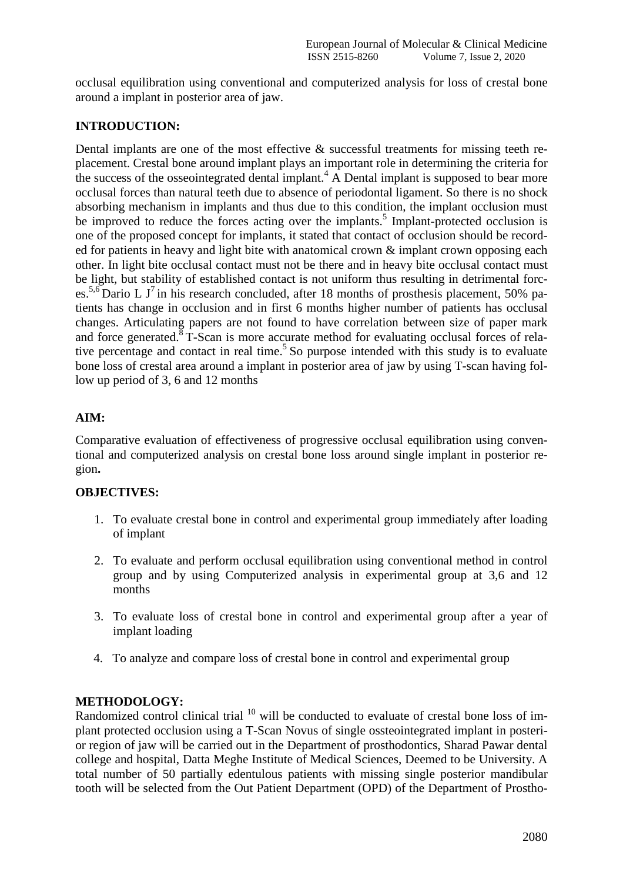occlusal equilibration using conventional and computerized analysis for loss of crestal bone around a implant in posterior area of jaw.

## INTRODUCTION:

Dental implants are one of the most effective & successful treatments for missing teeth replacement. Crestal bone around implant plays an important role in determining the criteria for the success of the osseointegrated dental implant.[4] A Dental implant is supposed to bear more occlusal forces than natural teeth due to absence of periodontal ligament. So there is no shock absorbing mechanism in implants and thus due to this condition, the implant occlusion must be improved to reduce the forces acting over the implants.[5] Implant-protected occlusion is one of the proposed concept for implants, it stated that contact of occlusion should be recorded for patients in heavy and light bite with anatomical crown & implant crown opposing each other. In light bite occlusal contact must not be there and in heavy bite occlusal contact must be light, but stability of established contact is not uniform thus resulting in detrimental forces.[5,6] Dario L J[7] in his research concluded, after 18 months of prosthesis placement, 50% patients has change in occlusion and in first 6 months higher number of patients has occlusal changes. Articulating papers are not found to have correlation between size of paper mark and force generated.[8] T-Scan is more accurate method for evaluating occlusal forces of relative percentage and contact in real time.[5] So purpose intended with this study is to evaluate bone loss of crestal area around a implant in posterior area of jaw by using T-scan having follow up period of 3, 6 and 12 months

## AIM:

Comparative evaluation of effectiveness of progressive occlusal equilibration using conventional and computerized analysis on crestal bone loss around single implant in posterior region**.**

## OBJECTIVES:

1. To evaluate crestal bone in control and experimental group immediately after loading of implant
2. To evaluate and perform occlusal equilibration using conventional method in control group and by using Computerized analysis in experimental group at 3,6 and 12 months
3. To evaluate loss of crestal bone in control and experimental group after a year of implant loading
4. To analyze and compare loss of crestal bone in control and experimental group

## METHODOLOGY:

Randomized control clinical trial [10] will be conducted to evaluate of crestal bone loss of implant protected occlusion using a T-Scan Novus of single ossteointegrated implant in posterior region of jaw will be carried out in the Department of prosthodontics, Sharad Pawar dental college and hospital, Datta Meghe Institute of Medical Sciences, Deemed to be University. A total number of 50 partially edentulous patients with missing single posterior mandibular tooth will be selected from the Out Patient Department (OPD) of the Department of Prostho-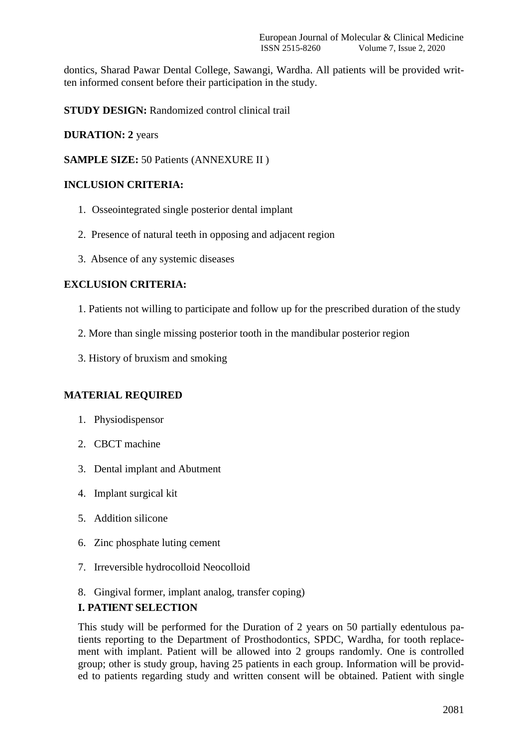dontics, Sharad Pawar Dental College, Sawangi, Wardha. All patients will be provided written informed consent before their participation in the study.

**STUDY DESIGN:** Randomized control clinical trail

**DURATION: 2** years

**SAMPLE SIZE:** 50 Patients (ANNEXURE II )

**INCLUSION CRITERIA:**

1. Osseointegrated single posterior dental implant
2. Presence of natural teeth in opposing and adjacent region
3. Absence of any systemic diseases

**EXCLUSION CRITERIA:**

1. Patients not willing to participate and follow up for the prescribed duration of the study
2. More than single missing posterior tooth in the mandibular posterior region
3. History of bruxism and smoking

**MATERIAL REQUIRED**

1. Physiodispensor
2. CBCT machine
3. Dental implant and Abutment
4. Implant surgical kit
5. Addition silicone
6. Zinc phosphate luting cement
7. Irreversible hydrocolloid Neocolloid
8. Gingival former, implant analog, transfer coping)

**I. PATIENT SELECTION**

This study will be performed for the Duration of 2 years on 50 partially edentulous patients reporting to the Department of Prosthodontics, SPDC, Wardha, for tooth replacement with implant. Patient will be allowed into 2 groups randomly. One is controlled group; other is study group, having 25 patients in each group. Information will be provided to patients regarding study and written consent will be obtained. Patient with single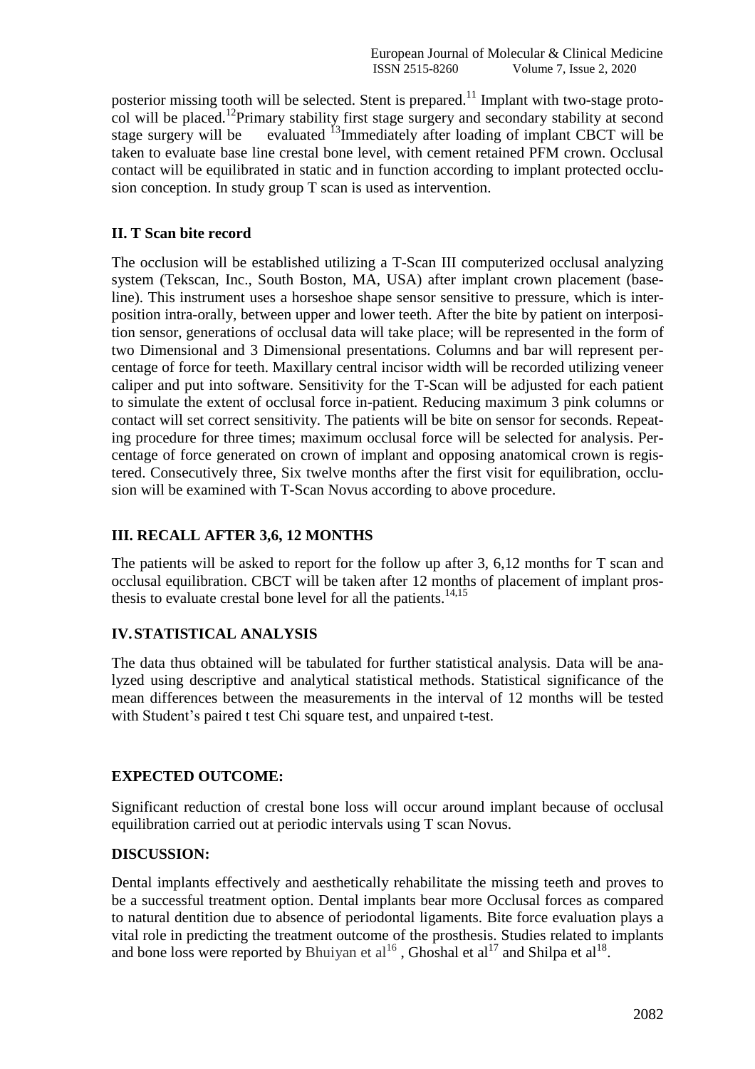posterior missing tooth will be selected. Stent is prepared.[11] Implant with two-stage protocol will be placed.[12]Primary stability first stage surgery and secondary stability at second stage surgery will be evaluated [13]Immediately after loading of implant CBCT will be taken to evaluate base line crestal bone level, with cement retained PFM crown. Occlusal contact will be equilibrated in static and in function according to implant protected occlusion conception. In study group T scan is used as intervention.

## II. T Scan bite record

The occlusion will be established utilizing a T-Scan III computerized occlusal analyzing system (Tekscan, Inc., South Boston, MA, USA) after implant crown placement (baseline). This instrument uses a horseshoe shape sensor sensitive to pressure, which is interposition intra-orally, between upper and lower teeth. After the bite by patient on interposition sensor, generations of occlusal data will take place; will be represented in the form of two Dimensional and 3 Dimensional presentations. Columns and bar will represent percentage of force for teeth. Maxillary central incisor width will be recorded utilizing veneer caliper and put into software. Sensitivity for the T-Scan will be adjusted for each patient to simulate the extent of occlusal force in-patient. Reducing maximum 3 pink columns or contact will set correct sensitivity. The patients will be bite on sensor for seconds. Repeating procedure for three times; maximum occlusal force will be selected for analysis. Percentage of force generated on crown of implant and opposing anatomical crown is registered. Consecutively three, Six twelve months after the first visit for equilibration, occlusion will be examined with T-Scan Novus according to above procedure.

## III. RECALL AFTER 3,6, 12 MONTHS

The patients will be asked to report for the follow up after 3, 6,12 months for T scan and occlusal equilibration. CBCT will be taken after 12 months of placement of implant prosthesis to evaluate crestal bone level for all the patients.[14,15]

## IV. STATISTICAL ANALYSIS

The data thus obtained will be tabulated for further statistical analysis. Data will be analyzed using descriptive and analytical statistical methods. Statistical significance of the mean differences between the measurements in the interval of 12 months will be tested with Student's paired t test Chi square test, and unpaired t-test.

## EXPECTED OUTCOME:

Significant reduction of crestal bone loss will occur around implant because of occlusal equilibration carried out at periodic intervals using T scan Novus.

## DISCUSSION:

Dental implants effectively and aesthetically rehabilitate the missing teeth and proves to be a successful treatment option. Dental implants bear more Occlusal forces as compared to natural dentition due to absence of periodontal ligaments. Bite force evaluation plays a vital role in predicting the treatment outcome of the prosthesis. Studies related to implants and bone loss were reported by Bhuiyan et al[16] , Ghoshal et al[17] and Shilpa et al[18].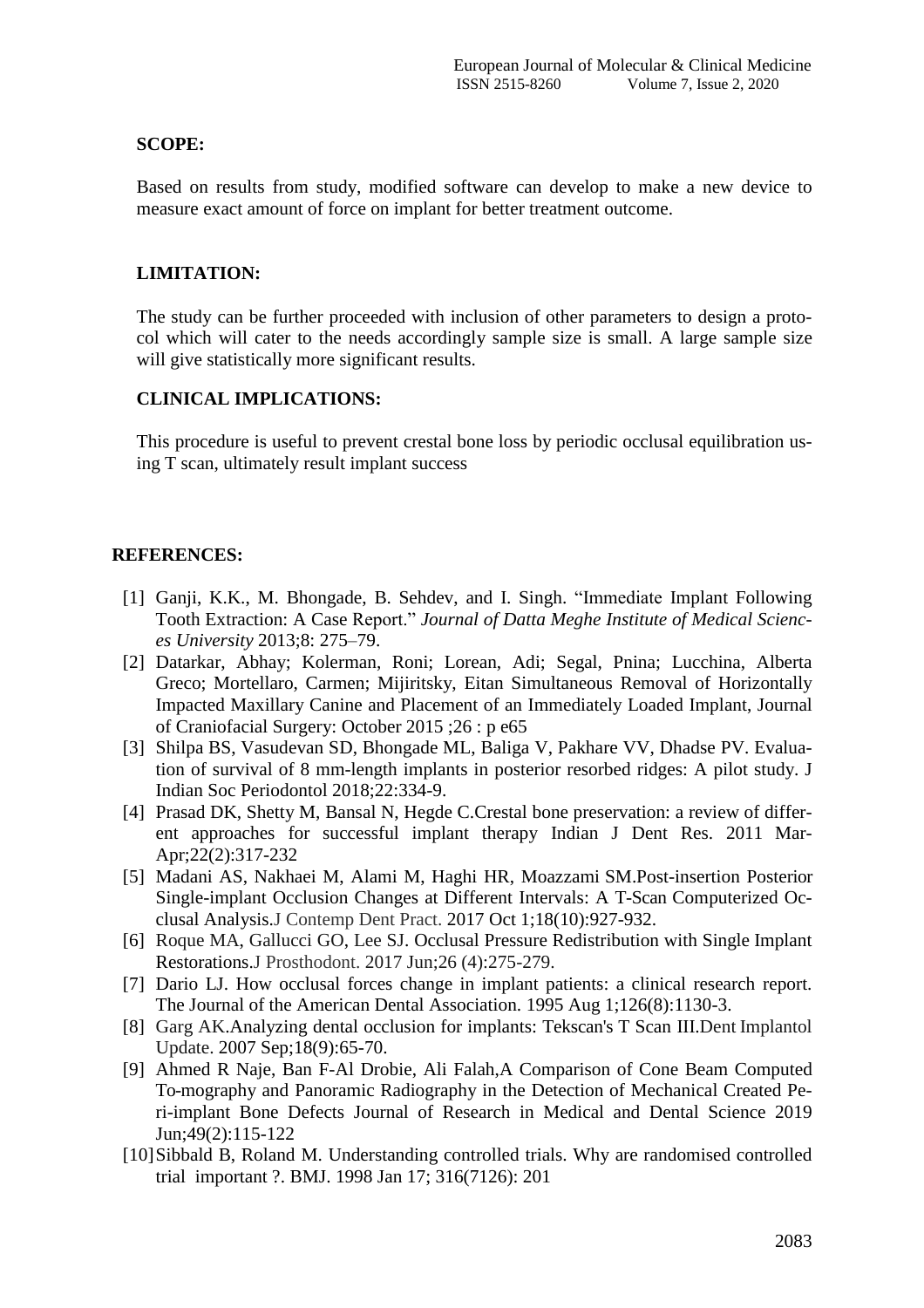## SCOPE:

Based on results from study, modified software can develop to make a new device to measure exact amount of force on implant for better treatment outcome.

## LIMITATION:

The study can be further proceeded with inclusion of other parameters to design a protocol which will cater to the needs accordingly sample size is small. A large sample size will give statistically more significant results.

## CLINICAL IMPLICATIONS:

This procedure is useful to prevent crestal bone loss by periodic occlusal equilibration using T scan, ultimately result implant success

## REFERENCES:

[1] Ganji, K.K., M. Bhongade, B. Sehdev, and I. Singh. "Immediate Implant Following Tooth Extraction: A Case Report." *Journal of Datta Meghe Institute of Medical Sciences University* 2013;8: 275–79.

[2] Datarkar, Abhay; Kolerman, Roni; Lorean, Adi; Segal, Pnina; Lucchina, Alberta Greco; Mortellaro, Carmen; Mijiritsky, Eitan Simultaneous Removal of Horizontally Impacted Maxillary Canine and Placement of an Immediately Loaded Implant, Journal of Craniofacial Surgery: October 2015 ;26 : p e65

[3] Shilpa BS, Vasudevan SD, Bhongade ML, Baliga V, Pakhare VV, Dhadse PV. Evaluation of survival of 8 mm-length implants in posterior resorbed ridges: A pilot study. J Indian Soc Periodontol 2018;22:334-9.

[4] Prasad DK, Shetty M, Bansal N, Hegde C.Crestal bone preservation: a review of different approaches for successful implant therapy Indian J Dent Res. 2011 Mar-Apr;22(2):317-232

[5] Madani AS, Nakhaei M, Alami M, Haghi HR, Moazzami SM.Post-insertion Posterior Single-implant Occlusion Changes at Different Intervals: A T-Scan Computerized Occlusal Analysis.J Contemp Dent Pract. 2017 Oct 1;18(10):927-932.

[6] Roque MA, Gallucci GO, Lee SJ. Occlusal Pressure Redistribution with Single Implant Restorations.J Prosthodont. 2017 Jun;26 (4):275-279.

[7] Dario LJ. How occlusal forces change in implant patients: a clinical research report. The Journal of the American Dental Association. 1995 Aug 1;126(8):1130-3.

[8] Garg AK.Analyzing dental occlusion for implants: Tekscan's T Scan III.Dent Implantol Update. 2007 Sep;18(9):65-70.

[9] Ahmed R Naje, Ban F-Al Drobie, Ali Falah,A Comparison of Cone Beam Computed To-mography and Panoramic Radiography in the Detection of Mechanical Created Peri-implant Bone Defects Journal of Research in Medical and Dental Science 2019 Jun;49(2):115-122

[10] Sibbald B, Roland M. Understanding controlled trials. Why are randomised controlled trial important ?. BMJ. 1998 Jan 17; 316(7126): 201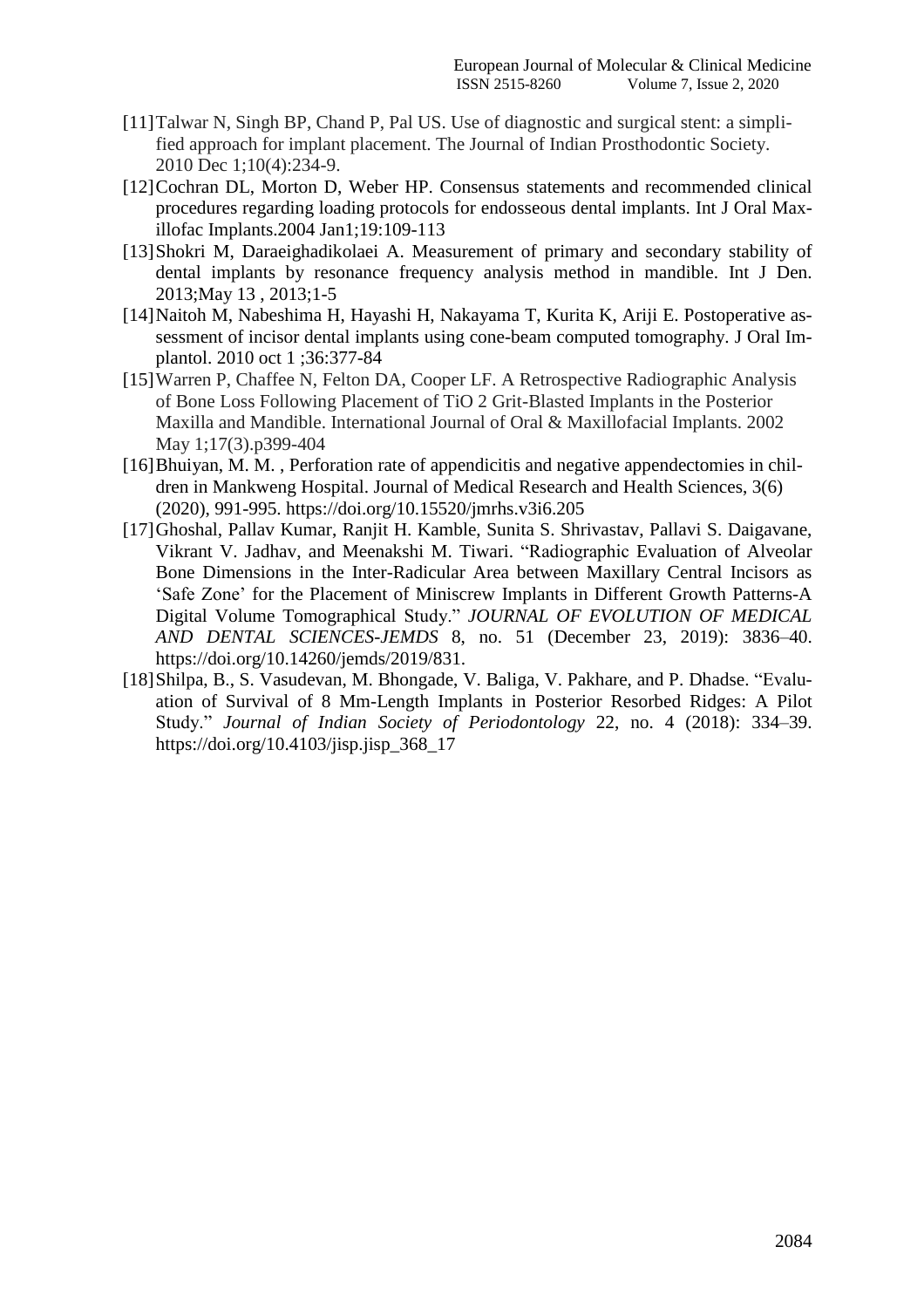[11] Talwar N, Singh BP, Chand P, Pal US. Use of diagnostic and surgical stent: a simplified approach for implant placement. The Journal of Indian Prosthodontic Society. 2010 Dec 1;10(4):234-9.

[12] Cochran DL, Morton D, Weber HP. Consensus statements and recommended clinical procedures regarding loading protocols for endosseous dental implants. Int J Oral Maxillofac Implants.2004 Jan1;19:109-113

[13] Shokri M, Daraeighadikolaei A. Measurement of primary and secondary stability of dental implants by resonance frequency analysis method in mandible. Int J Den. 2013;May 13 , 2013;1-5

[14] Naitoh M, Nabeshima H, Hayashi H, Nakayama T, Kurita K, Ariji E. Postoperative assessment of incisor dental implants using cone-beam computed tomography. J Oral Implantol. 2010 oct 1 ;36:377-84

[15] Warren P, Chaffee N, Felton DA, Cooper LF. A Retrospective Radiographic Analysis of Bone Loss Following Placement of TiO 2 Grit-Blasted Implants in the Posterior Maxilla and Mandible. International Journal of Oral & Maxillofacial Implants. 2002 May 1;17(3).p399-404

[16] Bhuiyan, M. M. , Perforation rate of appendicitis and negative appendectomies in children in Mankweng Hospital. Journal of Medical Research and Health Sciences, 3(6) (2020), 991-995. https://doi.org/10.15520/jmrhs.v3i6.205

[17] Ghoshal, Pallav Kumar, Ranjit H. Kamble, Sunita S. Shrivastav, Pallavi S. Daigavane, Vikrant V. Jadhav, and Meenakshi M. Tiwari. "Radiographic Evaluation of Alveolar Bone Dimensions in the Inter-Radicular Area between Maxillary Central Incisors as 'Safe Zone' for the Placement of Miniscrew Implants in Different Growth Patterns-A Digital Volume Tomographical Study." *JOURNAL OF EVOLUTION OF MEDICAL AND DENTAL SCIENCES-JEMDS* 8, no. 51 (December 23, 2019): 3836–40. https://doi.org/10.14260/jemds/2019/831.

[18] Shilpa, B., S. Vasudevan, M. Bhongade, V. Baliga, V. Pakhare, and P. Dhadse. "Evaluation of Survival of 8 Mm-Length Implants in Posterior Resorbed Ridges: A Pilot Study." *Journal of Indian Society of Periodontology* 22, no. 4 (2018): 334–39. https://doi.org/10.4103/jisp.jisp_368_17